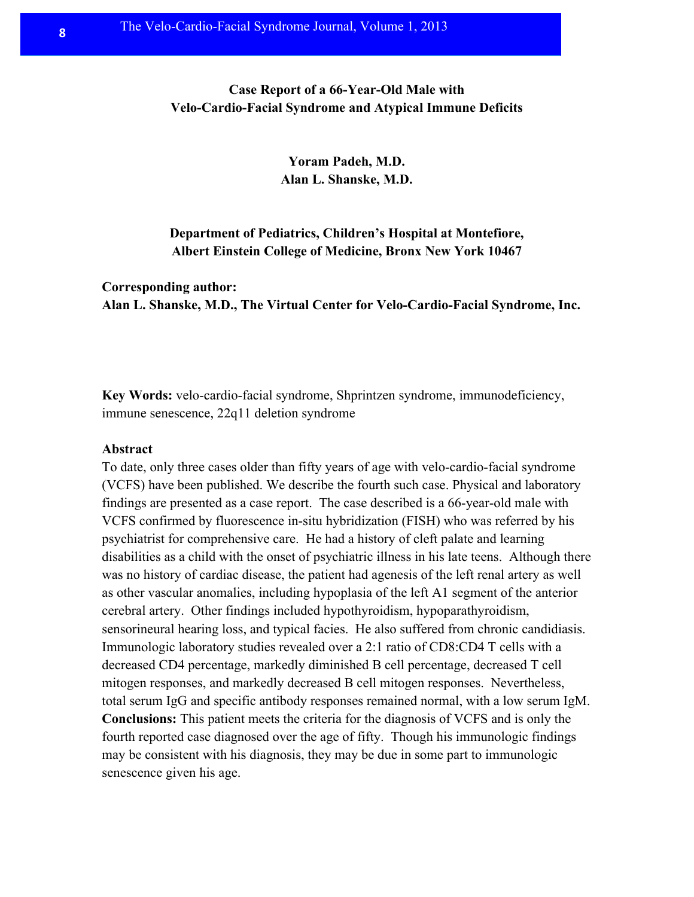# Case Report of a 66-Year-Old Male with Velo-Cardio-Facial Syndrome and Atypical Immune Deficits

**Yoram Padeh, M.D.**
**Alan L. Shanske, M.D.**

**Department of Pediatrics, Children's Hospital at Montefiore, Albert Einstein College of Medicine, Bronx New York 10467**

**Corresponding author:**
**Alan L. Shanske, M.D., The Virtual Center for Velo-Cardio-Facial Syndrome, Inc.**

**Key Words:** velo-cardio-facial syndrome, Shprintzen syndrome, immunodeficiency, immune senescence, 22q11 deletion syndrome

## Abstract

To date, only three cases older than fifty years of age with velo-cardio-facial syndrome (VCFS) have been published. We describe the fourth such case. Physical and laboratory findings are presented as a case report. The case described is a 66-year-old male with VCFS confirmed by fluorescence in-situ hybridization (FISH) who was referred by his psychiatrist for comprehensive care. He had a history of cleft palate and learning disabilities as a child with the onset of psychiatric illness in his late teens. Although there was no history of cardiac disease, the patient had agenesis of the left renal artery as well as other vascular anomalies, including hypoplasia of the left A1 segment of the anterior cerebral artery. Other findings included hypothyroidism, hypoparathyroidism, sensorineural hearing loss, and typical facies. He also suffered from chronic candidiasis. Immunologic laboratory studies revealed over a 2:1 ratio of CD8:CD4 T cells with a decreased CD4 percentage, markedly diminished B cell percentage, decreased T cell mitogen responses, and markedly decreased B cell mitogen responses. Nevertheless, total serum IgG and specific antibody responses remained normal, with a low serum IgM.
**Conclusions:** This patient meets the criteria for the diagnosis of VCFS and is only the fourth reported case diagnosed over the age of fifty. Though his immunologic findings may be consistent with his diagnosis, they may be due in some part to immunologic senescence given his age.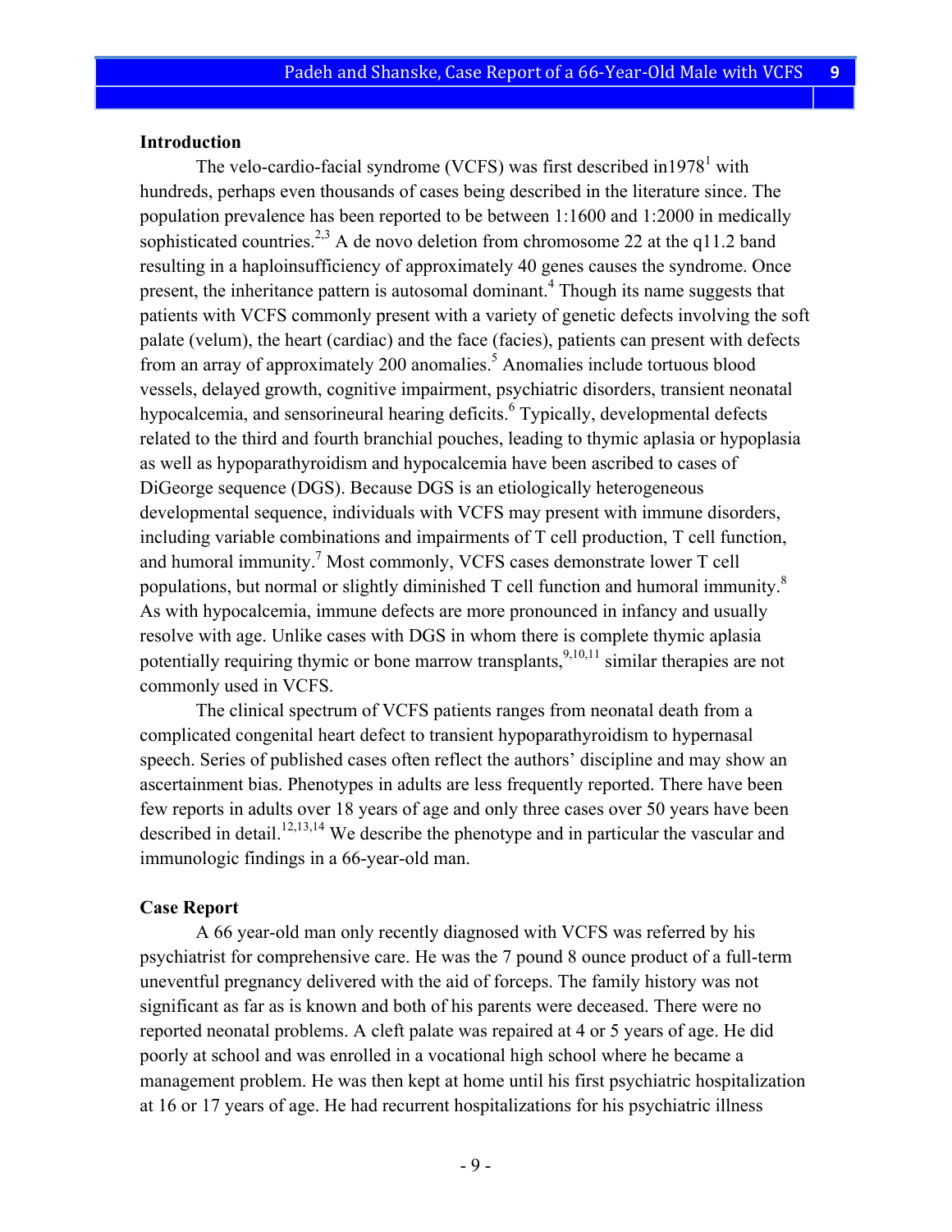## Introduction

The velo-cardio-facial syndrome (VCFS) was first described in1978[1] with hundreds, perhaps even thousands of cases being described in the literature since. The population prevalence has been reported to be between 1:1600 and 1:2000 in medically sophisticated countries.[2,3] A de novo deletion from chromosome 22 at the q11.2 band resulting in a haploinsufficiency of approximately 40 genes causes the syndrome. Once present, the inheritance pattern is autosomal dominant.[4] Though its name suggests that patients with VCFS commonly present with a variety of genetic defects involving the soft palate (velum), the heart (cardiac) and the face (facies), patients can present with defects from an array of approximately 200 anomalies.[5] Anomalies include tortuous blood vessels, delayed growth, cognitive impairment, psychiatric disorders, transient neonatal hypocalcemia, and sensorineural hearing deficits.[6] Typically, developmental defects related to the third and fourth branchial pouches, leading to thymic aplasia or hypoplasia as well as hypoparathyroidism and hypocalcemia have been ascribed to cases of DiGeorge sequence (DGS). Because DGS is an etiologically heterogeneous developmental sequence, individuals with VCFS may present with immune disorders, including variable combinations and impairments of T cell production, T cell function, and humoral immunity.[7] Most commonly, VCFS cases demonstrate lower T cell populations, but normal or slightly diminished T cell function and humoral immunity.[8] As with hypocalcemia, immune defects are more pronounced in infancy and usually resolve with age. Unlike cases with DGS in whom there is complete thymic aplasia potentially requiring thymic or bone marrow transplants,[9,10,11] similar therapies are not commonly used in VCFS.

The clinical spectrum of VCFS patients ranges from neonatal death from a complicated congenital heart defect to transient hypoparathyroidism to hypernasal speech. Series of published cases often reflect the authors' discipline and may show an ascertainment bias. Phenotypes in adults are less frequently reported. There have been few reports in adults over 18 years of age and only three cases over 50 years have been described in detail.[12,13,14] We describe the phenotype and in particular the vascular and immunologic findings in a 66-year-old man.

## Case Report

A 66 year-old man only recently diagnosed with VCFS was referred by his psychiatrist for comprehensive care. He was the 7 pound 8 ounce product of a full-term uneventful pregnancy delivered with the aid of forceps. The family history was not significant as far as is known and both of his parents were deceased. There were no reported neonatal problems. A cleft palate was repaired at 4 or 5 years of age. He did poorly at school and was enrolled in a vocational high school where he became a management problem. He was then kept at home until his first psychiatric hospitalization at 16 or 17 years of age. He had recurrent hospitalizations for his psychiatric illness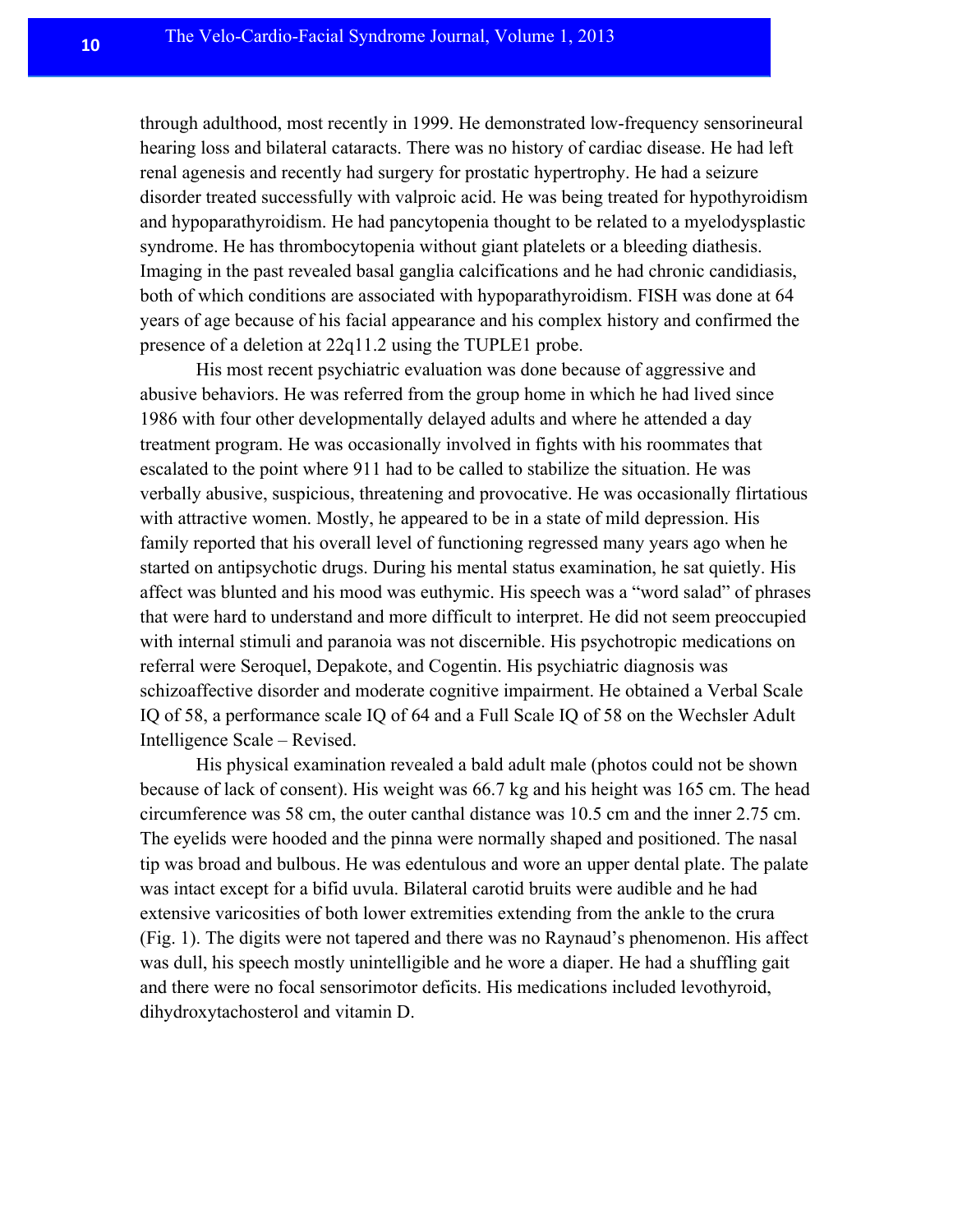through adulthood, most recently in 1999. He demonstrated low-frequency sensorineural hearing loss and bilateral cataracts. There was no history of cardiac disease. He had left renal agenesis and recently had surgery for prostatic hypertrophy. He had a seizure disorder treated successfully with valproic acid. He was being treated for hypothyroidism and hypoparathyroidism. He had pancytopenia thought to be related to a myelodysplastic syndrome. He has thrombocytopenia without giant platelets or a bleeding diathesis. Imaging in the past revealed basal ganglia calcifications and he had chronic candidiasis, both of which conditions are associated with hypoparathyroidism. FISH was done at 64 years of age because of his facial appearance and his complex history and confirmed the presence of a deletion at 22q11.2 using the TUPLE1 probe.

His most recent psychiatric evaluation was done because of aggressive and abusive behaviors. He was referred from the group home in which he had lived since 1986 with four other developmentally delayed adults and where he attended a day treatment program. He was occasionally involved in fights with his roommates that escalated to the point where 911 had to be called to stabilize the situation. He was verbally abusive, suspicious, threatening and provocative. He was occasionally flirtatious with attractive women. Mostly, he appeared to be in a state of mild depression. His family reported that his overall level of functioning regressed many years ago when he started on antipsychotic drugs. During his mental status examination, he sat quietly. His affect was blunted and his mood was euthymic. His speech was a "word salad" of phrases that were hard to understand and more difficult to interpret. He did not seem preoccupied with internal stimuli and paranoia was not discernible. His psychotropic medications on referral were Seroquel, Depakote, and Cogentin. His psychiatric diagnosis was schizoaffective disorder and moderate cognitive impairment. He obtained a Verbal Scale IQ of 58, a performance scale IQ of 64 and a Full Scale IQ of 58 on the Wechsler Adult Intelligence Scale – Revised.

His physical examination revealed a bald adult male (photos could not be shown because of lack of consent). His weight was 66.7 kg and his height was 165 cm. The head circumference was 58 cm, the outer canthal distance was 10.5 cm and the inner 2.75 cm. The eyelids were hooded and the pinna were normally shaped and positioned. The nasal tip was broad and bulbous. He was edentulous and wore an upper dental plate. The palate was intact except for a bifid uvula. Bilateral carotid bruits were audible and he had extensive varicosities of both lower extremities extending from the ankle to the crura (Fig. 1). The digits were not tapered and there was no Raynaud's phenomenon. His affect was dull, his speech mostly unintelligible and he wore a diaper. He had a shuffling gait and there were no focal sensorimotor deficits. His medications included levothyroid, dihydroxytachosterol and vitamin D.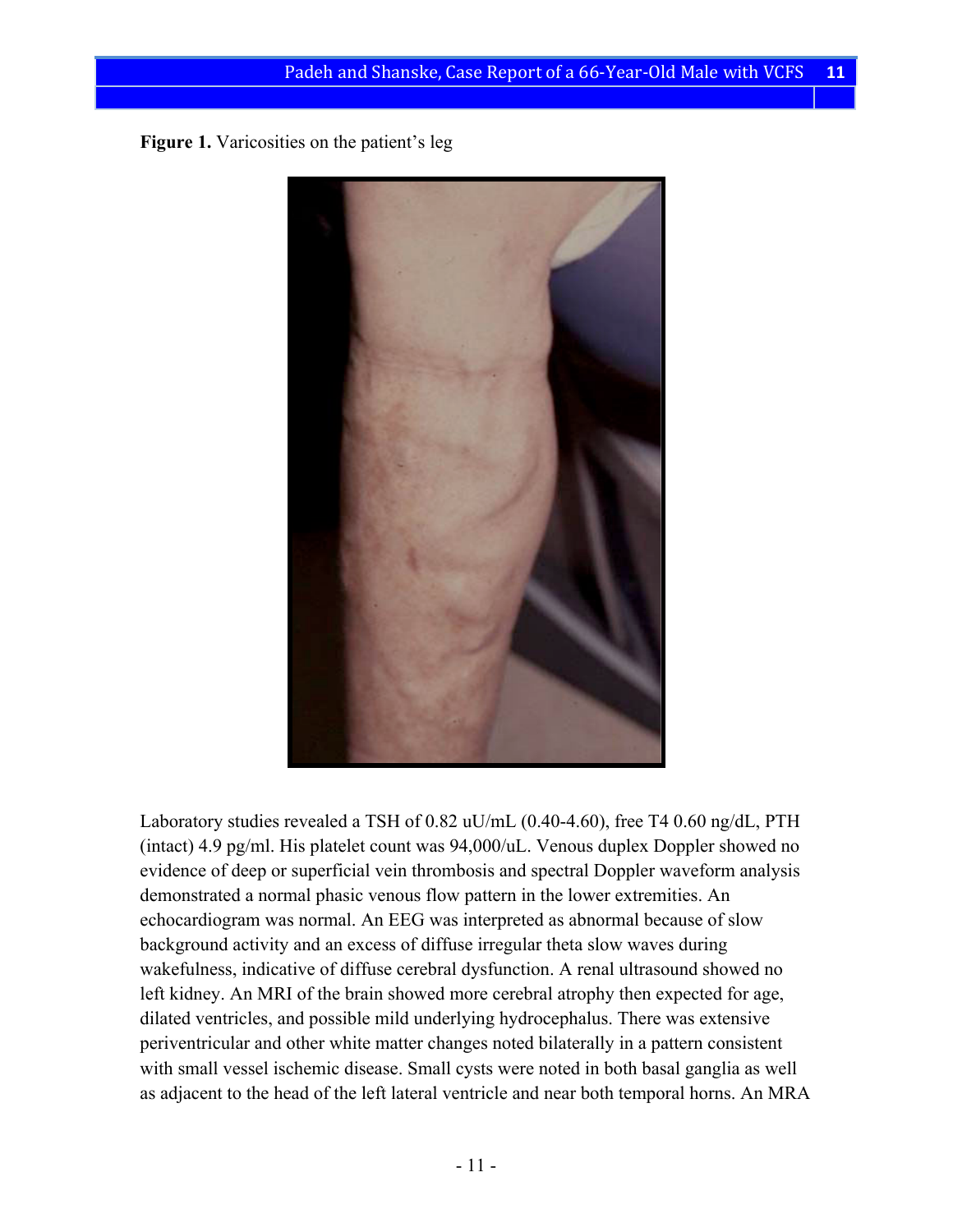**Figure 1.** Varicosities on the patient's leg

Laboratory studies revealed a TSH of 0.82 uU/mL (0.40-4.60), free T4 0.60 ng/dL, PTH (intact) 4.9 pg/ml. His platelet count was 94,000/uL. Venous duplex Doppler showed no evidence of deep or superficial vein thrombosis and spectral Doppler waveform analysis demonstrated a normal phasic venous flow pattern in the lower extremities. An echocardiogram was normal. An EEG was interpreted as abnormal because of slow background activity and an excess of diffuse irregular theta slow waves during wakefulness, indicative of diffuse cerebral dysfunction. A renal ultrasound showed no left kidney. An MRI of the brain showed more cerebral atrophy then expected for age, dilated ventricles, and possible mild underlying hydrocephalus. There was extensive periventricular and other white matter changes noted bilaterally in a pattern consistent with small vessel ischemic disease. Small cysts were noted in both basal ganglia as well as adjacent to the head of the left lateral ventricle and near both temporal horns. An MRA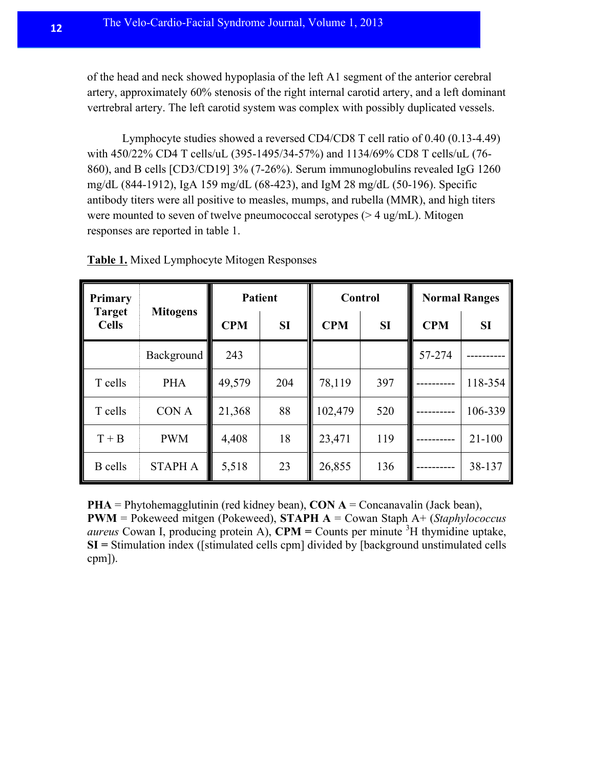of the head and neck showed hypoplasia of the left A1 segment of the anterior cerebral artery, approximately 60% stenosis of the right internal carotid artery, and a left dominant vertrebral artery. The left carotid system was complex with possibly duplicated vessels.

Lymphocyte studies showed a reversed CD4/CD8 T cell ratio of 0.40 (0.13-4.49) with 450/22% CD4 T cells/uL (395-1495/34-57%) and 1134/69% CD8 T cells/uL (76-860), and B cells [CD3/CD19] 3% (7-26%). Serum immunoglobulins revealed IgG 1260 mg/dL (844-1912), IgA 159 mg/dL (68-423), and IgM 28 mg/dL (50-196). Specific antibody titers were all positive to measles, mumps, and rubella (MMR), and high titers were mounted to seven of twelve pneumococcal serotypes (> 4 ug/mL). Mitogen responses are reported in table 1.

**Table 1.** Mixed Lymphocyte Mitogen Responses

| Primary Target Cells | Mitogens | Patient | | Control | | Normal Ranges | |
|---|---|---|---|---|---|---|---|
| | | CPM | SI | CPM | SI | CPM | SI |
| | Background | 243 | | | | 57-274 | ---------- |
| T cells | PHA | 49,579 | 204 | 78,119 | 397 | ---------- | 118-354 |
| T cells | CON A | 21,368 | 88 | 102,479 | 520 | ---------- | 106-339 |
| T + B | PWM | 4,408 | 18 | 23,471 | 119 | ---------- | 21-100 |
| B cells | STAPH A | 5,518 | 23 | 26,855 | 136 | ---------- | 38-137 |

**PHA** = Phytohemagglutinin (red kidney bean), **CON A** = Concanavalin (Jack bean), **PWM** = Pokeweed mitgen (Pokeweed), **STAPH A** = Cowan Staph A+ (*Staphylococcus aureus* Cowan I, producing protein A), **CPM =** Counts per minute $^{3}$H thymidine uptake, **SI =** Stimulation index ([stimulated cells cpm] divided by [background unstimulated cells cpm]).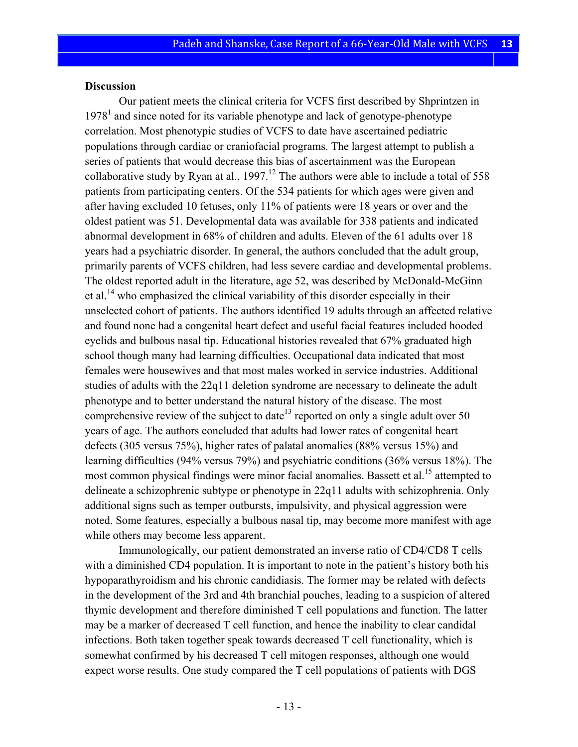**Discussion**

Our patient meets the clinical criteria for VCFS first described by Shprintzen in 1978[1] and since noted for its variable phenotype and lack of genotype-phenotype correlation. Most phenotypic studies of VCFS to date have ascertained pediatric populations through cardiac or craniofacial programs. The largest attempt to publish a series of patients that would decrease this bias of ascertainment was the European collaborative study by Ryan at al., 1997.[12] The authors were able to include a total of 558 patients from participating centers. Of the 534 patients for which ages were given and after having excluded 10 fetuses, only 11% of patients were 18 years or over and the oldest patient was 51. Developmental data was available for 338 patients and indicated abnormal development in 68% of children and adults. Eleven of the 61 adults over 18 years had a psychiatric disorder. In general, the authors concluded that the adult group, primarily parents of VCFS children, had less severe cardiac and developmental problems. The oldest reported adult in the literature, age 52, was described by McDonald-McGinn et al.[14] who emphasized the clinical variability of this disorder especially in their unselected cohort of patients. The authors identified 19 adults through an affected relative and found none had a congenital heart defect and useful facial features included hooded eyelids and bulbous nasal tip. Educational histories revealed that 67% graduated high school though many had learning difficulties. Occupational data indicated that most females were housewives and that most males worked in service industries. Additional studies of adults with the 22q11 deletion syndrome are necessary to delineate the adult phenotype and to better understand the natural history of the disease. The most comprehensive review of the subject to date[13] reported on only a single adult over 50 years of age. The authors concluded that adults had lower rates of congenital heart defects (305 versus 75%), higher rates of palatal anomalies (88% versus 15%) and learning difficulties (94% versus 79%) and psychiatric conditions (36% versus 18%). The most common physical findings were minor facial anomalies. Bassett et al.[15] attempted to delineate a schizophrenic subtype or phenotype in 22q11 adults with schizophrenia. Only additional signs such as temper outbursts, impulsivity, and physical aggression were noted. Some features, especially a bulbous nasal tip, may become more manifest with age while others may become less apparent.

Immunologically, our patient demonstrated an inverse ratio of CD4/CD8 T cells with a diminished CD4 population. It is important to note in the patient's history both his hypoparathyroidism and his chronic candidiasis. The former may be related with defects in the development of the 3rd and 4th branchial pouches, leading to a suspicion of altered thymic development and therefore diminished T cell populations and function. The latter may be a marker of decreased T cell function, and hence the inability to clear candidal infections. Both taken together speak towards decreased T cell functionality, which is somewhat confirmed by his decreased T cell mitogen responses, although one would expect worse results. One study compared the T cell populations of patients with DGS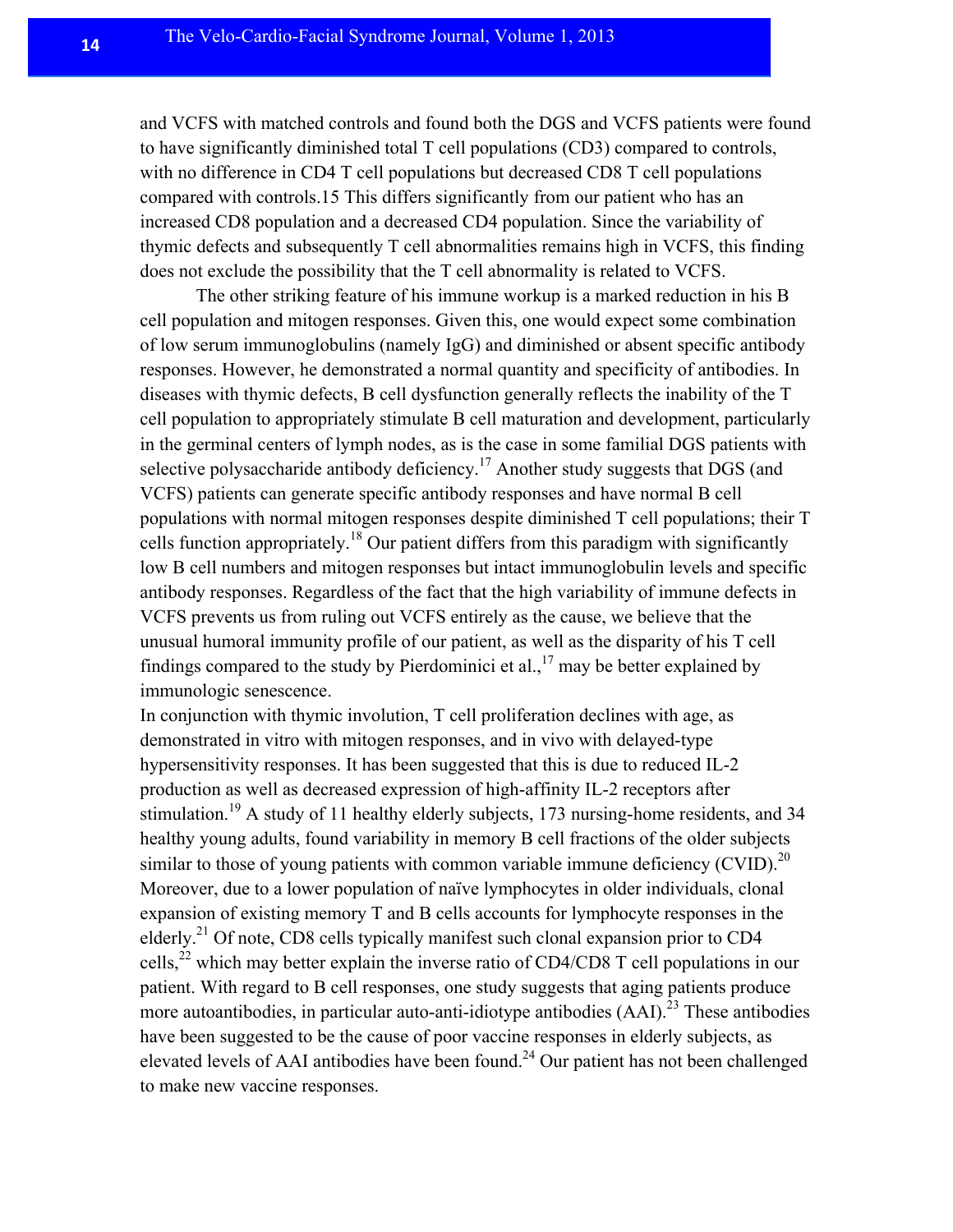and VCFS with matched controls and found both the DGS and VCFS patients were found to have significantly diminished total T cell populations (CD3) compared to controls, with no difference in CD4 T cell populations but decreased CD8 T cell populations compared with controls.15 This differs significantly from our patient who has an increased CD8 population and a decreased CD4 population. Since the variability of thymic defects and subsequently T cell abnormalities remains high in VCFS, this finding does not exclude the possibility that the T cell abnormality is related to VCFS.

The other striking feature of his immune workup is a marked reduction in his B cell population and mitogen responses. Given this, one would expect some combination of low serum immunoglobulins (namely IgG) and diminished or absent specific antibody responses. However, he demonstrated a normal quantity and specificity of antibodies. In diseases with thymic defects, B cell dysfunction generally reflects the inability of the T cell population to appropriately stimulate B cell maturation and development, particularly in the germinal centers of lymph nodes, as is the case in some familial DGS patients with selective polysaccharide antibody deficiency.[17] Another study suggests that DGS (and VCFS) patients can generate specific antibody responses and have normal B cell populations with normal mitogen responses despite diminished T cell populations; their T cells function appropriately.[18] Our patient differs from this paradigm with significantly low B cell numbers and mitogen responses but intact immunoglobulin levels and specific antibody responses. Regardless of the fact that the high variability of immune defects in VCFS prevents us from ruling out VCFS entirely as the cause, we believe that the unusual humoral immunity profile of our patient, as well as the disparity of his T cell findings compared to the study by Pierdominici et al.,[17] may be better explained by immunologic senescence.

In conjunction with thymic involution, T cell proliferation declines with age, as demonstrated in vitro with mitogen responses, and in vivo with delayed-type hypersensitivity responses. It has been suggested that this is due to reduced IL-2 production as well as decreased expression of high-affinity IL-2 receptors after stimulation.[19] A study of 11 healthy elderly subjects, 173 nursing-home residents, and 34 healthy young adults, found variability in memory B cell fractions of the older subjects similar to those of young patients with common variable immune deficiency (CVID).[20] Moreover, due to a lower population of naïve lymphocytes in older individuals, clonal expansion of existing memory T and B cells accounts for lymphocyte responses in the elderly.[21] Of note, CD8 cells typically manifest such clonal expansion prior to CD4 cells,[22] which may better explain the inverse ratio of CD4/CD8 T cell populations in our patient. With regard to B cell responses, one study suggests that aging patients produce more autoantibodies, in particular auto-anti-idiotype antibodies (AAI).[23] These antibodies have been suggested to be the cause of poor vaccine responses in elderly subjects, as elevated levels of AAI antibodies have been found.[24] Our patient has not been challenged to make new vaccine responses.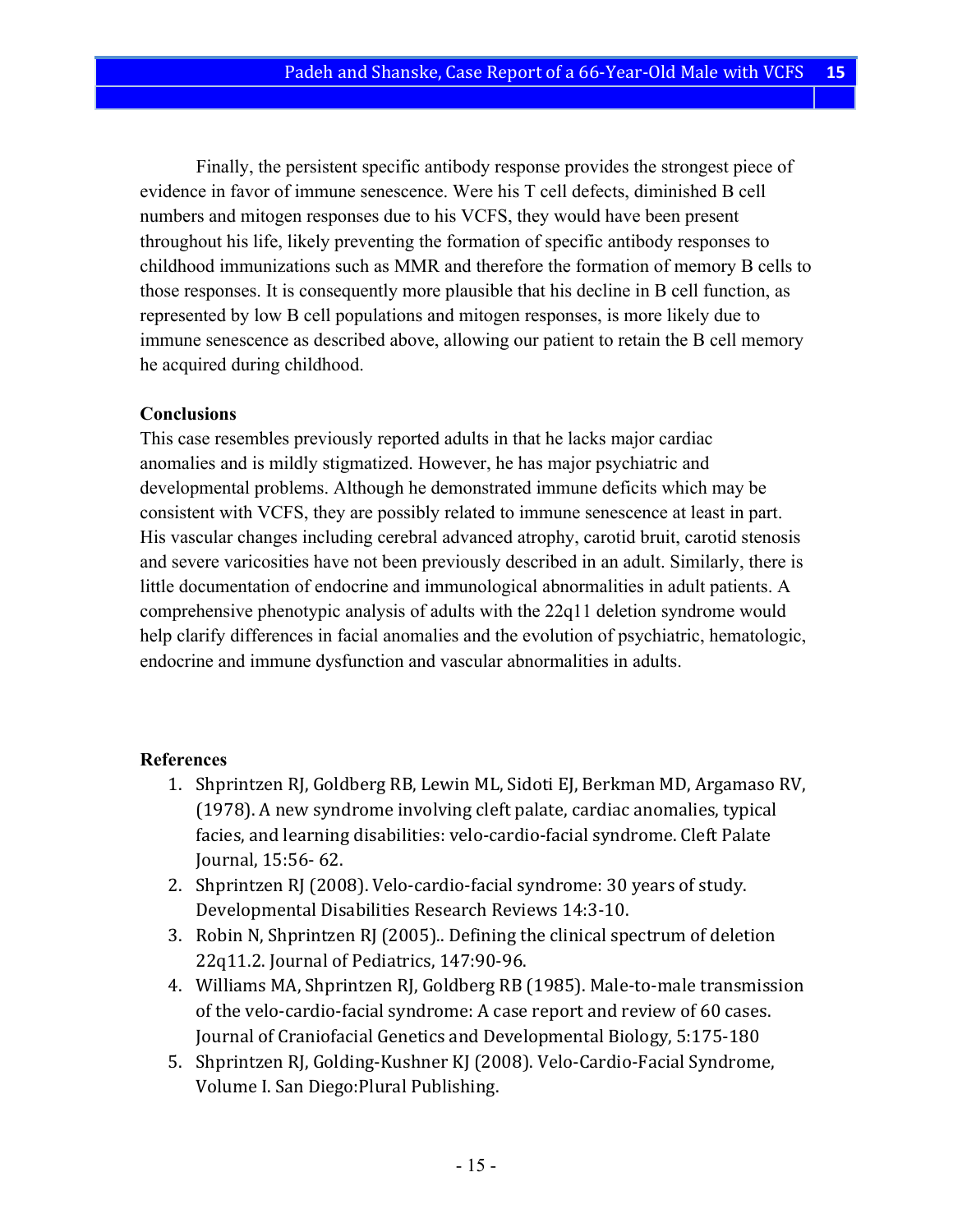Finally, the persistent specific antibody response provides the strongest piece of evidence in favor of immune senescence. Were his T cell defects, diminished B cell numbers and mitogen responses due to his VCFS, they would have been present throughout his life, likely preventing the formation of specific antibody responses to childhood immunizations such as MMR and therefore the formation of memory B cells to those responses. It is consequently more plausible that his decline in B cell function, as represented by low B cell populations and mitogen responses, is more likely due to immune senescence as described above, allowing our patient to retain the B cell memory he acquired during childhood.

**Conclusions**

This case resembles previously reported adults in that he lacks major cardiac anomalies and is mildly stigmatized. However, he has major psychiatric and developmental problems. Although he demonstrated immune deficits which may be consistent with VCFS, they are possibly related to immune senescence at least in part. His vascular changes including cerebral advanced atrophy, carotid bruit, carotid stenosis and severe varicosities have not been previously described in an adult. Similarly, there is little documentation of endocrine and immunological abnormalities in adult patients. A comprehensive phenotypic analysis of adults with the 22q11 deletion syndrome would help clarify differences in facial anomalies and the evolution of psychiatric, hematologic, endocrine and immune dysfunction and vascular abnormalities in adults.

**References**

1. Shprintzen RJ, Goldberg RB, Lewin ML, Sidoti EJ, Berkman MD, Argamaso RV, (1978). A new syndrome involving cleft palate, cardiac anomalies, typical facies, and learning disabilities: velo-cardio-facial syndrome. Cleft Palate Journal, 15:56- 62.
2. Shprintzen RJ (2008). Velo-cardio-facial syndrome: 30 years of study. Developmental Disabilities Research Reviews 14:3-10.
3. Robin N, Shprintzen RJ (2005).. Defining the clinical spectrum of deletion 22q11.2. Journal of Pediatrics, 147:90-96.
4. Williams MA, Shprintzen RJ, Goldberg RB (1985). Male-to-male transmission of the velo-cardio-facial syndrome: A case report and review of 60 cases. Journal of Craniofacial Genetics and Developmental Biology, 5:175-180
5. Shprintzen RJ, Golding-Kushner KJ (2008). Velo-Cardio-Facial Syndrome, Volume I. San Diego:Plural Publishing.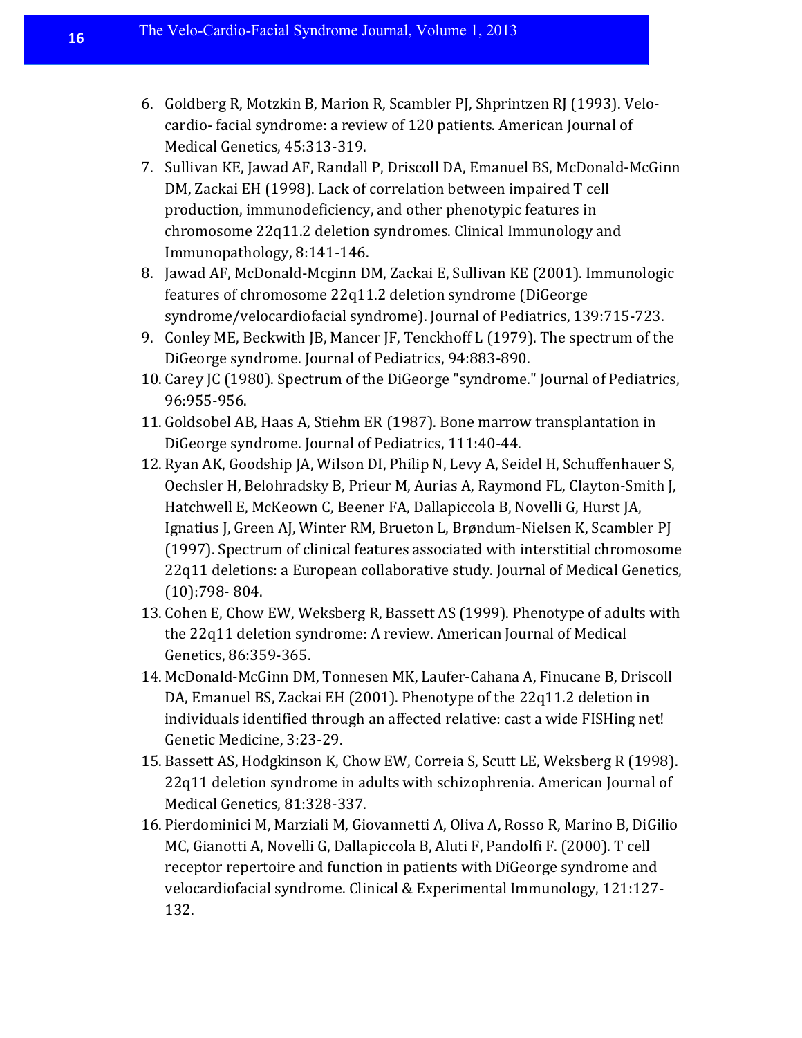6. Goldberg R, Motzkin B, Marion R, Scambler PJ, Shprintzen RJ (1993). Velo-cardio- facial syndrome: a review of 120 patients. American Journal of Medical Genetics, 45:313-319.
7. Sullivan KE, Jawad AF, Randall P, Driscoll DA, Emanuel BS, McDonald-McGinn DM, Zackai EH (1998). Lack of correlation between impaired T cell production, immunodeficiency, and other phenotypic features in chromosome 22q11.2 deletion syndromes. Clinical Immunology and Immunopathology, 8:141-146.
8. Jawad AF, McDonald-Mcginn DM, Zackai E, Sullivan KE (2001). Immunologic features of chromosome 22q11.2 deletion syndrome (DiGeorge syndrome/velocardiofacial syndrome). Journal of Pediatrics, 139:715-723.
9. Conley ME, Beckwith JB, Mancer JF, Tenckhoff L (1979). The spectrum of the DiGeorge syndrome. Journal of Pediatrics, 94:883-890.
10. Carey JC (1980). Spectrum of the DiGeorge "syndrome." Journal of Pediatrics, 96:955-956.
11. Goldsobel AB, Haas A, Stiehm ER (1987). Bone marrow transplantation in DiGeorge syndrome. Journal of Pediatrics, 111:40-44.
12. Ryan AK, Goodship JA, Wilson DI, Philip N, Levy A, Seidel H, Schuffenhauer S, Oechsler H, Belohradsky B, Prieur M, Aurias A, Raymond FL, Clayton-Smith J, Hatchwell E, McKeown C, Beener FA, Dallapiccola B, Novelli G, Hurst JA, Ignatius J, Green AJ, Winter RM, Brueton L, Brøndum-Nielsen K, Scambler PJ (1997). Spectrum of clinical features associated with interstitial chromosome 22q11 deletions: a European collaborative study. Journal of Medical Genetics, (10):798- 804.
13. Cohen E, Chow EW, Weksberg R, Bassett AS (1999). Phenotype of adults with the 22q11 deletion syndrome: A review. American Journal of Medical Genetics, 86:359-365.
14. McDonald-McGinn DM, Tonnesen MK, Laufer-Cahana A, Finucane B, Driscoll DA, Emanuel BS, Zackai EH (2001). Phenotype of the 22q11.2 deletion in individuals identified through an affected relative: cast a wide FISHing net! Genetic Medicine, 3:23-29.
15. Bassett AS, Hodgkinson K, Chow EW, Correia S, Scutt LE, Weksberg R (1998). 22q11 deletion syndrome in adults with schizophrenia. American Journal of Medical Genetics, 81:328-337.
16. Pierdominici M, Marziali M, Giovannetti A, Oliva A, Rosso R, Marino B, DiGilio MC, Gianotti A, Novelli G, Dallapiccola B, Aluti F, Pandolfi F. (2000). T cell receptor repertoire and function in patients with DiGeorge syndrome and velocardiofacial syndrome. Clinical & Experimental Immunology, 121:127-132.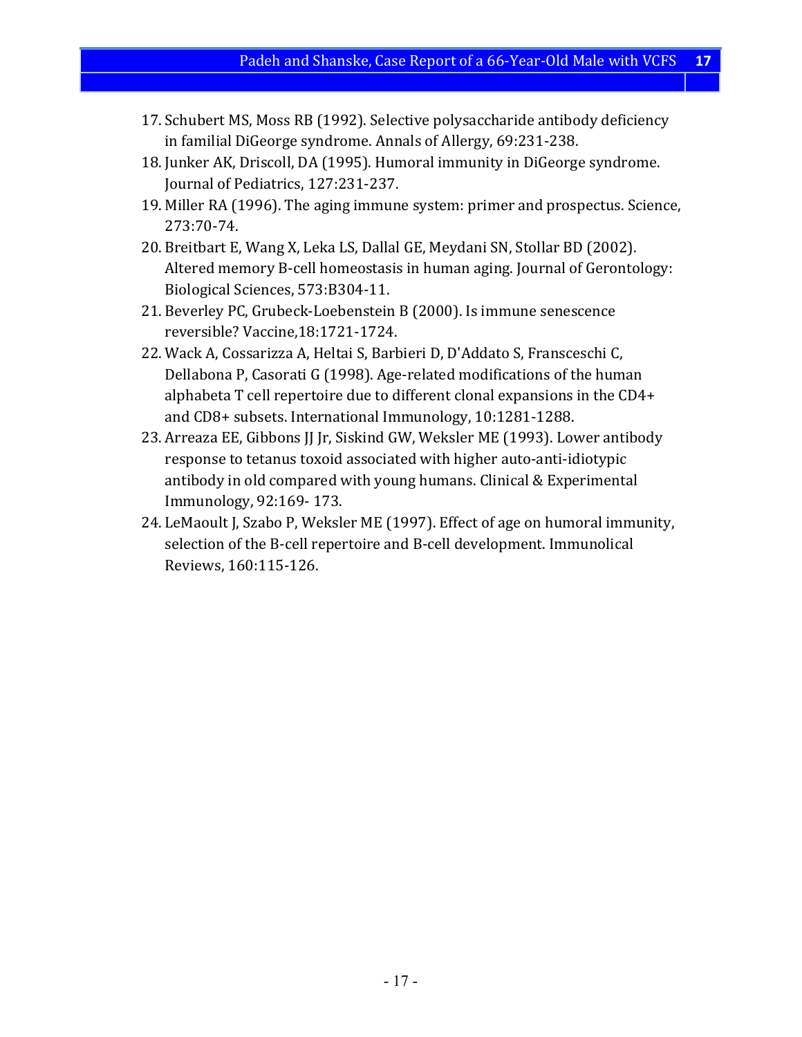17. Schubert MS, Moss RB (1992). Selective polysaccharide antibody deficiency in familial DiGeorge syndrome. Annals of Allergy, 69:231-238.
18. Junker AK, Driscoll, DA (1995). Humoral immunity in DiGeorge syndrome. Journal of Pediatrics, 127:231-237.
19. Miller RA (1996). The aging immune system: primer and prospectus. Science, 273:70-74.
20. Breitbart E, Wang X, Leka LS, Dallal GE, Meydani SN, Stollar BD (2002). Altered memory B-cell homeostasis in human aging. Journal of Gerontology: Biological Sciences, 573:B304-11.
21. Beverley PC, Grubeck-Loebenstein B (2000). Is immune senescence reversible? Vaccine,18:1721-1724.
22. Wack A, Cossarizza A, Heltai S, Barbieri D, D'Addato S, Fransceschi C, Dellabona P, Casorati G (1998). Age-related modifications of the human alphabeta T cell repertoire due to different clonal expansions in the CD4+ and CD8+ subsets. International Immunology, 10:1281-1288.
23. Arreaza EE, Gibbons JJ Jr, Siskind GW, Weksler ME (1993). Lower antibody response to tetanus toxoid associated with higher auto-anti-idiotypic antibody in old compared with young humans. Clinical & Experimental Immunology, 92:169- 173.
24. LeMaoult J, Szabo P, Weksler ME (1997). Effect of age on humoral immunity, selection of the B-cell repertoire and B-cell development. Immunolical Reviews, 160:115-126.